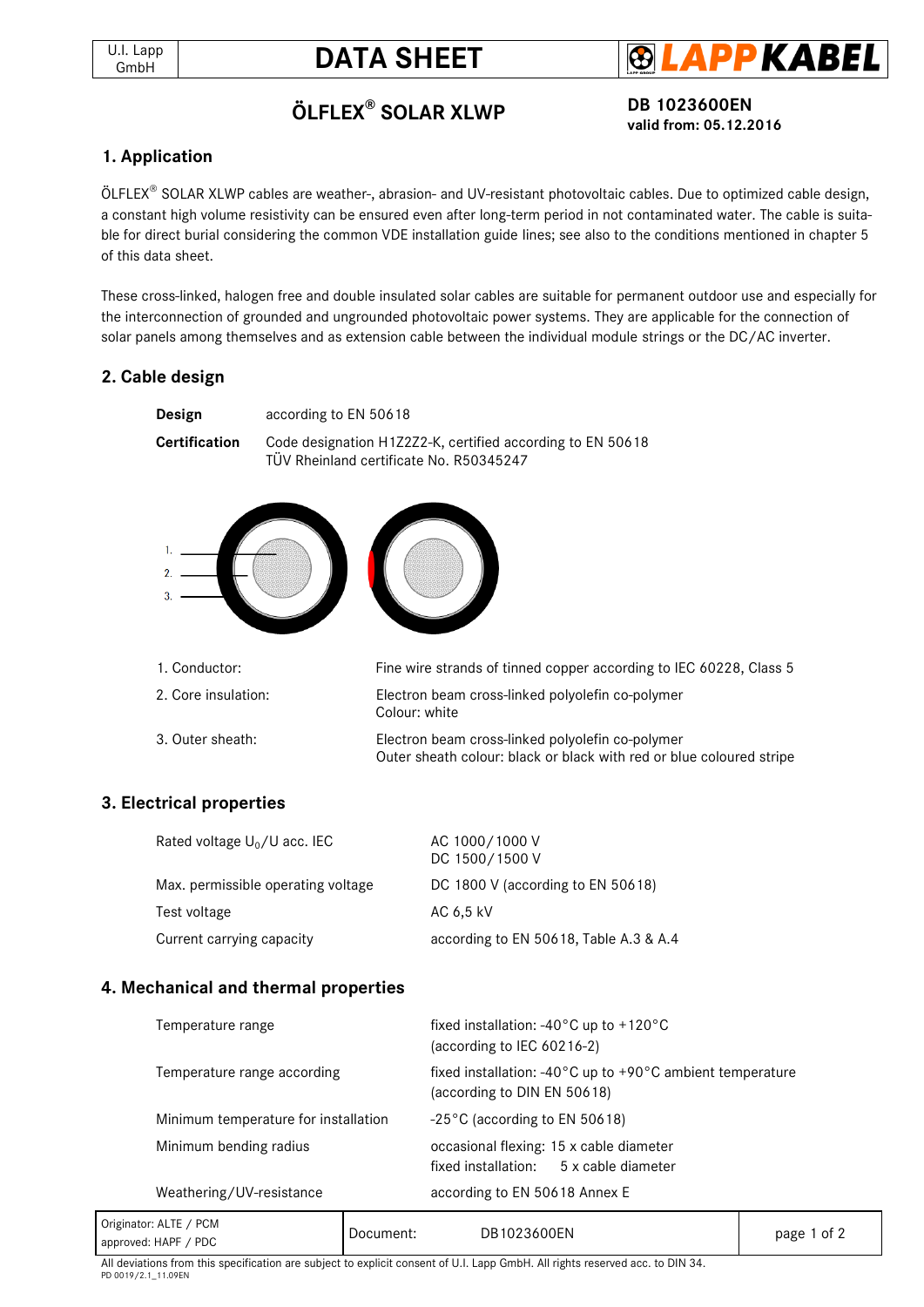U.I. Lapp GmbH

# DATA SHEET

LAPPKABEL

## ÖLFLEX® SOLAR XLWP

**DB 1023600EN**
**valid from: 05.12.2016**

## 1. Application

ÖLFLEX® SOLAR XLWP cables are weather-, abrasion- and UV-resistant photovoltaic cables. Due to optimized cable design, a constant high volume resistivity can be ensured even after long-term period in not contaminated water. The cable is suitable for direct burial considering the common VDE installation guide lines; see also to the conditions mentioned in chapter 5 of this data sheet.

These cross-linked, halogen free and double insulated solar cables are suitable for permanent outdoor use and especially for the interconnection of grounded and ungrounded photovoltaic power systems. They are applicable for the connection of solar panels among themselves and as extension cable between the individual module strings or the DC/AC inverter.

## 2. Cable design

| | |
|---|---|
| **Design** | according to EN 50618 |
| **Certification** | Code designation H1Z2Z2-K, certified according to EN 50618<br>TÜV Rheinland certificate No. R50345247 |

| | |
|---|---|
| 1. Conductor: | Fine wire strands of tinned copper according to IEC 60228, Class 5 |
| 2. Core insulation: | Electron beam cross-linked polyolefin co-polymer<br>Colour: white |
| 3. Outer sheath: | Electron beam cross-linked polyolefin co-polymer<br>Outer sheath colour: black or black with red or blue coloured stripe |

## 3. Electrical properties

| | |
|---|---|
| Rated voltage $U_0/U$ acc. IEC | AC 1000/1000 V<br>DC 1500/1500 V |
| Max. permissible operating voltage | DC 1800 V (according to EN 50618) |
| Test voltage | AC 6,5 kV |
| Current carrying capacity | according to EN 50618, Table A.3 & A.4 |

## 4. Mechanical and thermal properties

| | |
|---|---|
| Temperature range | fixed installation: -40°C up to +120°C<br>(according to IEC 60216-2) |
| Temperature range according | fixed installation: -40°C up to +90°C ambient temperature<br>(according to DIN EN 50618) |
| Minimum temperature for installation | -25°C (according to EN 50618) |
| Minimum bending radius | occasional flexing: 15 x cable diameter<br>fixed installation: 5 x cable diameter |
| Weathering/UV-resistance | according to EN 50618 Annex E |

| | | |
|---|---|---|
| Originator: ALTE / PCM<br>approved: HAPF / PDC | Document: DB1023600EN | |

All deviations from this specification are subject to explicit consent of U.I. Lapp GmbH. All rights reserved acc. to DIN 34.
PD 0019/2.1_11.09EN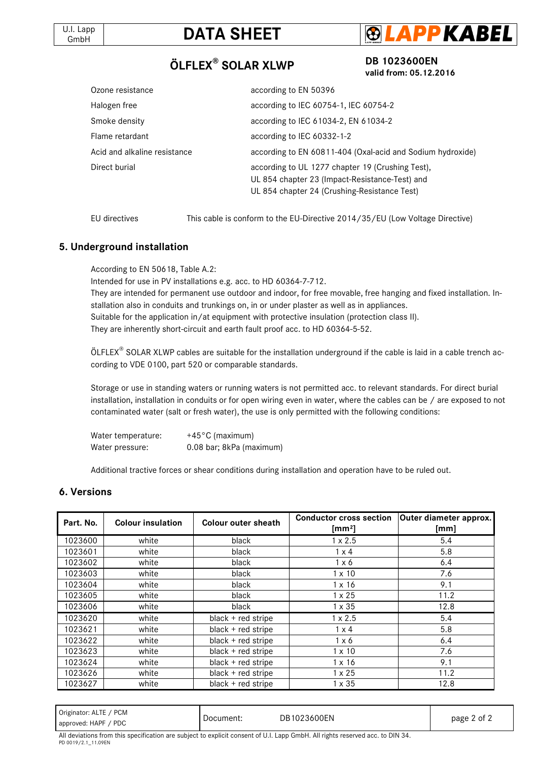# ÖLFLEX® SOLAR XLWP

**DB 1023600EN**
**valid from: 05.12.2016**

| | |
|---|---|
| Ozone resistance | according to EN 50396 |
| Halogen free | according to IEC 60754-1, IEC 60754-2 |
| Smoke density | according to IEC 61034-2, EN 61034-2 |
| Flame retardant | according to IEC 60332-1-2 |
| Acid and alkaline resistance | according to EN 60811-404 (Oxal-acid and Sodium hydroxide) |
| Direct burial | according to UL 1277 chapter 19 (Crushing Test), UL 854 chapter 23 (Impact-Resistance-Test) and UL 854 chapter 24 (Crushing-Resistance Test) |

EU directives This cable is conform to the EU-Directive 2014/35/EU (Low Voltage Directive)

## 5. Underground installation

According to EN 50618, Table A.2:
Intended for use in PV installations e.g. acc. to HD 60364-7-712.
They are intended for permanent use outdoor and indoor, for free movable, free hanging and fixed installation. Installation also in conduits and trunkings on, in or under plaster as well as in appliances.
Suitable for the application in/at equipment with protective insulation (protection class II).
They are inherently short-circuit and earth fault proof acc. to HD 60364-5-52.

ÖLFLEX® SOLAR XLWP cables are suitable for the installation underground if the cable is laid in a cable trench according to VDE 0100, part 520 or comparable standards.

Storage or use in standing waters or running waters is not permitted acc. to relevant standards. For direct burial installation, installation in conduits or for open wiring even in water, where the cables can be / are exposed to not contaminated water (salt or fresh water), the use is only permitted with the following conditions:

Water temperature: +45°C (maximum)
Water pressure: 0.08 bar; 8kPa (maximum)

Additional tractive forces or shear conditions during installation and operation have to be ruled out.

## 6. Versions

| Part. No. | Colour insulation | Colour outer sheath | Conductor cross section [mm²] | Outer diameter approx. [mm] |
|---|---|---|---|---|
| 1023600 | white | black | 1 x 2.5 | 5.4 |
| 1023601 | white | black | 1 x 4 | 5.8 |
| 1023602 | white | black | 1 x 6 | 6.4 |
| 1023603 | white | black | 1 x 10 | 7.6 |
| 1023604 | white | black | 1 x 16 | 9.1 |
| 1023605 | white | black | 1 x 25 | 11.2 |
| 1023606 | white | black | 1 x 35 | 12.8 |
| 1023620 | white | black + red stripe | 1 x 2.5 | 5.4 |
| 1023621 | white | black + red stripe | 1 x 4 | 5.8 |
| 1023622 | white | black + red stripe | 1 x 6 | 6.4 |
| 1023623 | white | black + red stripe | 1 x 10 | 7.6 |
| 1023624 | white | black + red stripe | 1 x 16 | 9.1 |
| 1023626 | white | black + red stripe | 1 x 25 | 11.2 |
| 1023627 | white | black + red stripe | 1 x 35 | 12.8 |

Originator: ALTE / PCM
approved: HAPF / PDC
Document: DB1023600EN

All deviations from this specification are subject to explicit consent of U.I. Lapp GmbH. All rights reserved acc. to DIN 34.
PD 0019/2.1_11.09EN